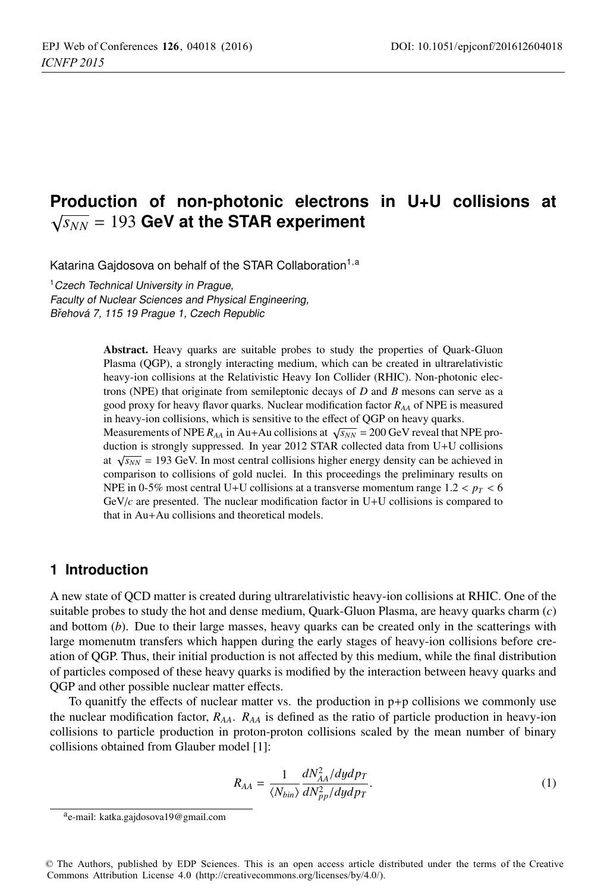# Production of non-photonic electrons in U+U collisions at $\sqrt{s_{NN}} = 193$ GeV at the STAR experiment

Katarina Gajdosova on behalf of the STAR Collaboration[1,a]

[1] *Czech Technical University in Prague, Faculty of Nuclear Sciences and Physical Engineering, Břehová 7, 115 19 Prague 1, Czech Republic*

**Abstract.** Heavy quarks are suitable probes to study the properties of Quark-Gluon Plasma (QGP), a strongly interacting medium, which can be created in ultrarelativistic heavy-ion collisions at the Relativistic Heavy Ion Collider (RHIC). Non-photonic electrons (NPE) that originate from semileptonic decays of $D$ and $B$ mesons can serve as a good proxy for heavy flavor quarks. Nuclear modification factor $R_{AA}$ of NPE is measured in heavy-ion collisions, which is sensitive to the effect of QGP on heavy quarks.
Measurements of NPE $R_{AA}$ in Au+Au collisions at $\sqrt{s_{NN}} = 200$ GeV reveal that NPE production is strongly suppressed. In year 2012 STAR collected data from U+U collisions at $\sqrt{s_{NN}} = 193$ GeV. In most central collisions higher energy density can be achieved in comparison to collisions of gold nuclei. In this proceedings the preliminary results on NPE in 0-5% most central U+U collisions at a transverse momentum range $1.2 < p_T < 6$ GeV/$c$ are presented. The nuclear modification factor in U+U collisions is compared to that in Au+Au collisions and theoretical models.

## 1 Introduction

A new state of QCD matter is created during ultrarelativistic heavy-ion collisions at RHIC. One of the suitable probes to study the hot and dense medium, Quark-Gluon Plasma, are heavy quarks charm ($c$) and bottom ($b$). Due to their large masses, heavy quarks can be created only in the scatterings with large momenutm transfers which happen during the early stages of heavy-ion collisions before creation of QGP. Thus, their initial production is not affected by this medium, while the final distribution of particles composed of these heavy quarks is modified by the interaction between heavy quarks and QGP and other possible nuclear matter effects.

To quanitfy the effects of nuclear matter vs. the production in p+p collisions we commonly use the nuclear modification factor, $R_{AA}$. $R_{AA}$ is defined as the ratio of particle production in heavy-ion collisions to particle production in proton-proton collisions scaled by the mean number of binary collisions obtained from Glauber model [1]:

$$R_{AA} = \frac{1}{\langle N_{bin} \rangle} \frac{dN^2_{AA}/dydp_T}{dN^2_{pp}/dydp_T}. \tag{1}$$

[a] e-mail: katka.gajdosova19@gmail.com

© The Authors, published by EDP Sciences. This is an open access article distributed under the terms of the Creative Commons Attribution License 4.0 (http://creativecommons.org/licenses/by/4.0/).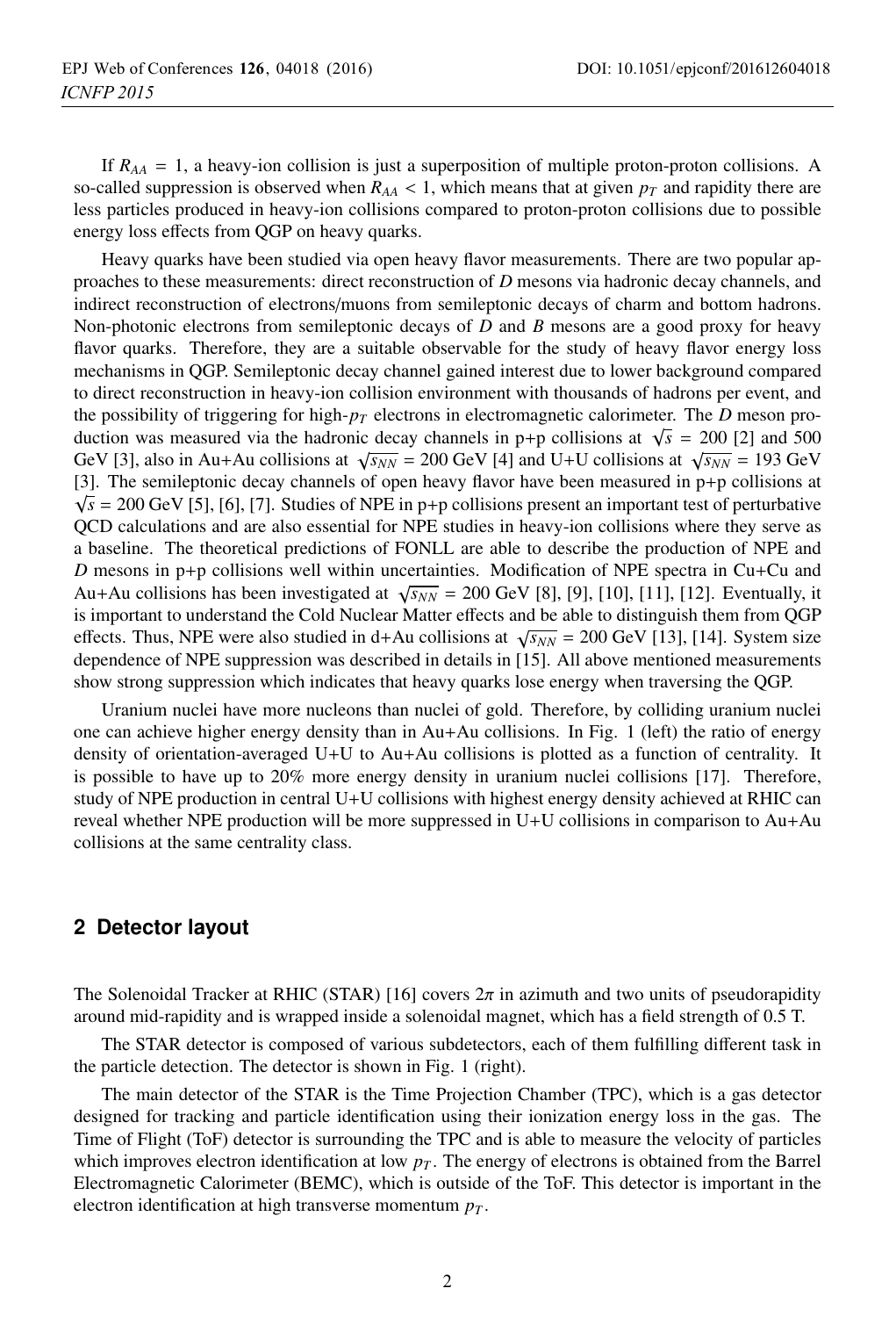If $R_{AA} = 1$, a heavy-ion collision is just a superposition of multiple proton-proton collisions. A so-called suppression is observed when $R_{AA} < 1$, which means that at given $p_T$ and rapidity there are less particles produced in heavy-ion collisions compared to proton-proton collisions due to possible energy loss effects from QGP on heavy quarks.

Heavy quarks have been studied via open heavy flavor measurements. There are two popular approaches to these measurements: direct reconstruction of $D$ mesons via hadronic decay channels, and indirect reconstruction of electrons/muons from semileptonic decays of charm and bottom hadrons. Non-photonic electrons from semileptonic decays of $D$ and $B$ mesons are a good proxy for heavy flavor quarks. Therefore, they are a suitable observable for the study of heavy flavor energy loss mechanisms in QGP. Semileptonic decay channel gained interest due to lower background compared to direct reconstruction in heavy-ion collision environment with thousands of hadrons per event, and the possibility of triggering for high-$p_T$ electrons in electromagnetic calorimeter. The $D$ meson production was measured via the hadronic decay channels in p+p collisions at $\sqrt{s}$ = 200 [2] and 500 GeV [3], also in Au+Au collisions at $\sqrt{s_{NN}}$ = 200 GeV [4] and U+U collisions at $\sqrt{s_{NN}}$ = 193 GeV [3]. The semileptonic decay channels of open heavy flavor have been measured in p+p collisions at $\sqrt{s}$ = 200 GeV [5], [6], [7]. Studies of NPE in p+p collisions present an important test of perturbative QCD calculations and are also essential for NPE studies in heavy-ion collisions where they serve as a baseline. The theoretical predictions of FONLL are able to describe the production of NPE and $D$ mesons in p+p collisions well within uncertainties. Modification of NPE spectra in Cu+Cu and Au+Au collisions has been investigated at $\sqrt{s_{NN}}$ = 200 GeV [8], [9], [10], [11], [12]. Eventually, it is important to understand the Cold Nuclear Matter effects and be able to distinguish them from QGP effects. Thus, NPE were also studied in d+Au collisions at $\sqrt{s_{NN}}$ = 200 GeV [13], [14]. System size dependence of NPE suppression was described in details in [15]. All above mentioned measurements show strong suppression which indicates that heavy quarks lose energy when traversing the QGP.

Uranium nuclei have more nucleons than nuclei of gold. Therefore, by colliding uranium nuclei one can achieve higher energy density than in Au+Au collisions. In Fig. 1 (left) the ratio of energy density of orientation-averaged U+U to Au+Au collisions is plotted as a function of centrality. It is possible to have up to 20% more energy density in uranium nuclei collisions [17]. Therefore, study of NPE production in central U+U collisions with highest energy density achieved at RHIC can reveal whether NPE production will be more suppressed in U+U collisions in comparison to Au+Au collisions at the same centrality class.

## 2 Detector layout

The Solenoidal Tracker at RHIC (STAR) [16] covers $2\pi$ in azimuth and two units of pseudorapidity around mid-rapidity and is wrapped inside a solenoidal magnet, which has a field strength of 0.5 T.

The STAR detector is composed of various subdetectors, each of them fulfilling different task in the particle detection. The detector is shown in Fig. 1 (right).

The main detector of the STAR is the Time Projection Chamber (TPC), which is a gas detector designed for tracking and particle identification using their ionization energy loss in the gas. The Time of Flight (ToF) detector is surrounding the TPC and is able to measure the velocity of particles which improves electron identification at low $p_T$. The energy of electrons is obtained from the Barrel Electromagnetic Calorimeter (BEMC), which is outside of the ToF. This detector is important in the electron identification at high transverse momentum $p_T$.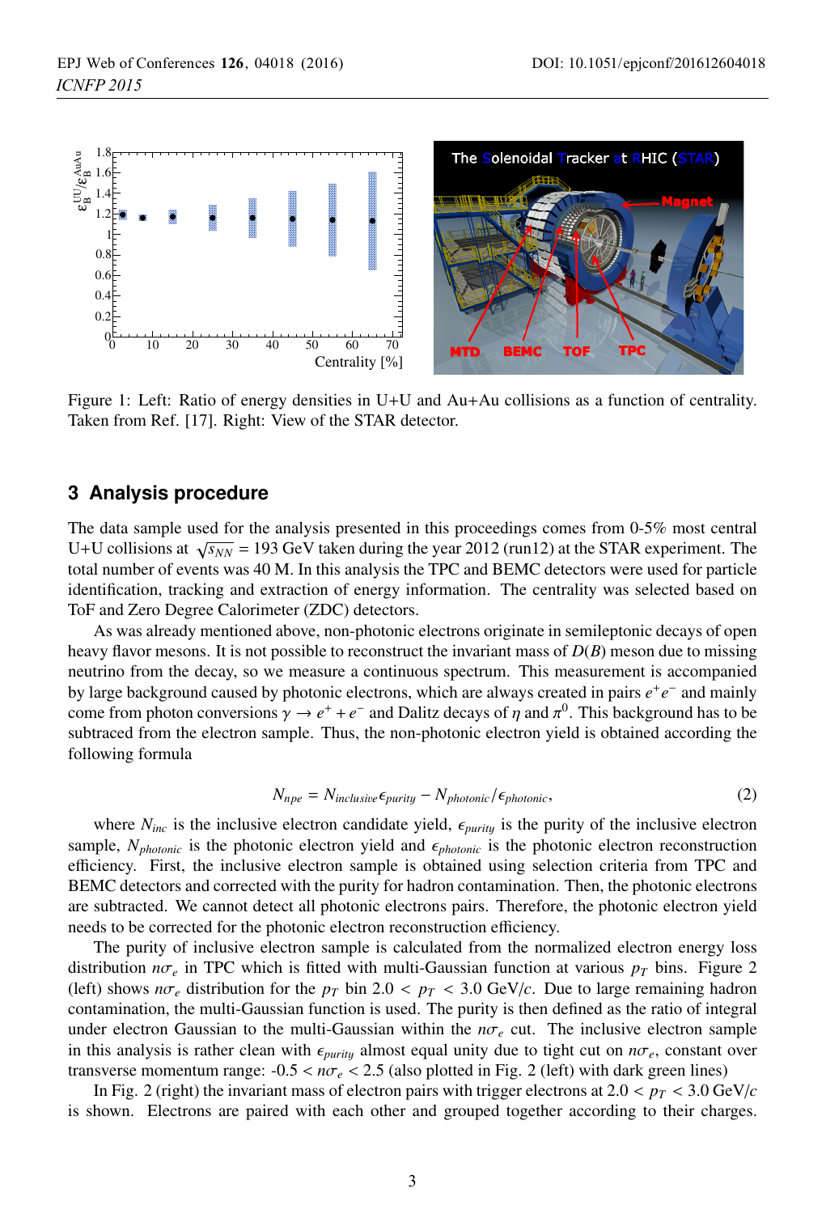Figure 1: Left: Ratio of energy densities in U+U and Au+Au collisions as a function of centrality. Taken from Ref. [17]. Right: View of the STAR detector.

## 3 Analysis procedure

The data sample used for the analysis presented in this proceedings comes from 0-5% most central U+U collisions at $\sqrt{s_{NN}}$ = 193 GeV taken during the year 2012 (run12) at the STAR experiment. The total number of events was 40 M. In this analysis the TPC and BEMC detectors were used for particle identification, tracking and extraction of energy information. The centrality was selected based on ToF and Zero Degree Calorimeter (ZDC) detectors.

As was already mentioned above, non-photonic electrons originate in semileptonic decays of open heavy flavor mesons. It is not possible to reconstruct the invariant mass of $D(B)$ meson due to missing neutrino from the decay, so we measure a continuous spectrum. This measurement is accompanied by large background caused by photonic electrons, which are always created in pairs $e^+e^-$ and mainly come from photon conversions $\gamma \rightarrow e^+ + e^-$ and Dalitz decays of $\eta$ and $\pi^0$. This background has to be subtraced from the electron sample. Thus, the non-photonic electron yield is obtained according the following formula

$$N_{npe} = N_{inclusive}\epsilon_{purity} - N_{photonic}/\epsilon_{photonic}, \tag{2}$$

where $N_{inc}$ is the inclusive electron candidate yield, $\epsilon_{purity}$ is the purity of the inclusive electron sample, $N_{photonic}$ is the photonic electron yield and $\epsilon_{photonic}$ is the photonic electron reconstruction efficiency. First, the inclusive electron sample is obtained using selection criteria from TPC and BEMC detectors and corrected with the purity for hadron contamination. Then, the photonic electrons are subtracted. We cannot detect all photonic electrons pairs. Therefore, the photonic electron yield needs to be corrected for the photonic electron reconstruction efficiency.

The purity of inclusive electron sample is calculated from the normalized electron energy loss distribution $n\sigma_e$ in TPC which is fitted with multi-Gaussian function at various $p_T$ bins. Figure 2 (left) shows $n\sigma_e$ distribution for the $p_T$ bin $2.0 < p_T < 3.0$ GeV/$c$. Due to large remaining hadron contamination, the multi-Gaussian function is used. The purity is then defined as the ratio of integral under electron Gaussian to the multi-Gaussian within the $n\sigma_e$ cut. The inclusive electron sample in this analysis is rather clean with $\epsilon_{purity}$ almost equal unity due to tight cut on $n\sigma_e$, constant over transverse momentum range: $-0.5 < n\sigma_e < 2.5$ (also plotted in Fig. 2 (left) with dark green lines)

In Fig. 2 (right) the invariant mass of electron pairs with trigger electrons at $2.0 < p_T < 3.0$ GeV/$c$ is shown. Electrons are paired with each other and grouped together according to their charges.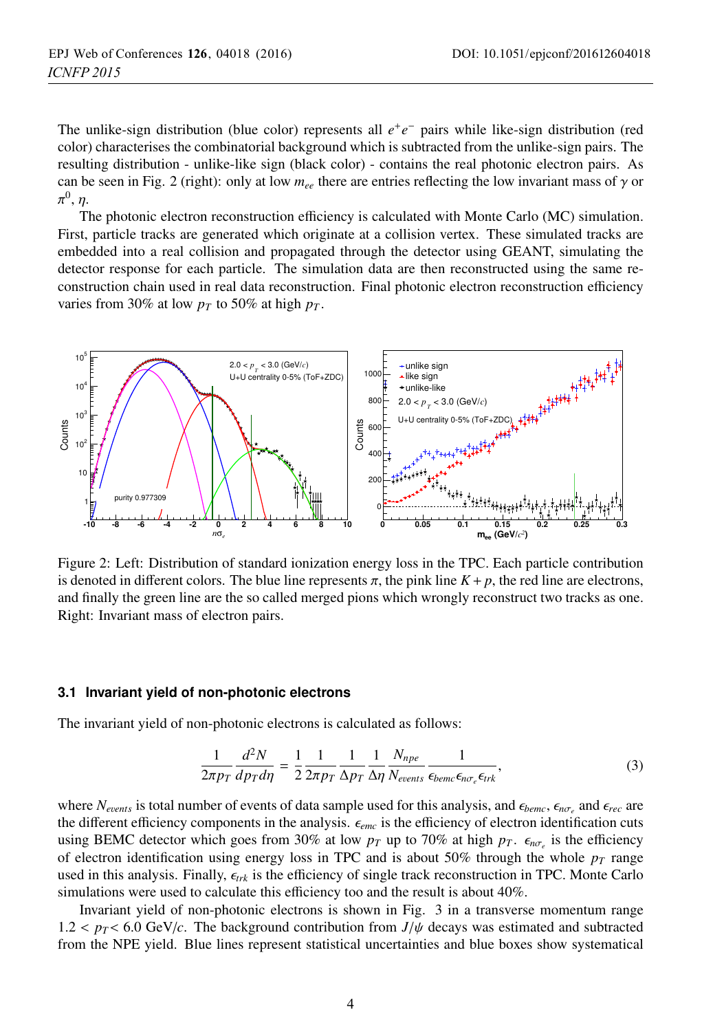The unlike-sign distribution (blue color) represents all $e^+e^-$ pairs while like-sign distribution (red color) characterises the combinatorial background which is subtracted from the unlike-sign pairs. The resulting distribution - unlike-like sign (black color) - contains the real photonic electron pairs. As can be seen in Fig. 2 (right): only at low $m_{ee}$ there are entries reflecting the low invariant mass of $\gamma$ or $\pi^0$, $\eta$.

The photonic electron reconstruction efficiency is calculated with Monte Carlo (MC) simulation. First, particle tracks are generated which originate at a collision vertex. These simulated tracks are embedded into a real collision and propagated through the detector using GEANT, simulating the detector response for each particle. The simulation data are then reconstructed using the same reconstruction chain used in real data reconstruction. Final photonic electron reconstruction efficiency varies from 30% at low $p_T$ to 50% at high $p_T$.

Figure 2: Left: Distribution of standard ionization energy loss in the TPC. Each particle contribution is denoted in different colors. The blue line represents $\pi$, the pink line $K + p$, the red line are electrons, and finally the green line are the so called merged pions which wrongly reconstruct two tracks as one. Right: Invariant mass of electron pairs.

### 3.1 Invariant yield of non-photonic electrons

The invariant yield of non-photonic electrons is calculated as follows:

$$\frac{1}{2\pi p_T}\frac{d^2N}{dp_T d\eta} = \frac{1}{2}\frac{1}{2\pi p_T}\frac{1}{\Delta p_T}\frac{1}{\Delta\eta}\frac{N_{npe}}{N_{events}}\frac{1}{\epsilon_{bemc}\epsilon_{n\sigma_e}\epsilon_{trk}}, \tag{3}$$

where $N_{events}$ is total number of events of data sample used for this analysis, and $\epsilon_{bemc}$, $\epsilon_{n\sigma_e}$ and $\epsilon_{rec}$ are the different efficiency components in the analysis. $\epsilon_{emc}$ is the efficiency of electron identification cuts using BEMC detector which goes from 30% at low $p_T$ up to 70% at high $p_T$. $\epsilon_{n\sigma_e}$ is the efficiency of electron identification using energy loss in TPC and is about 50% through the whole $p_T$ range used in this analysis. Finally, $\epsilon_{trk}$ is the efficiency of single track reconstruction in TPC. Monte Carlo simulations were used to calculate this efficiency too and the result is about 40%.

Invariant yield of non-photonic electrons is shown in Fig. 3 in a transverse momentum range $1.2 < p_T < 6.0$ GeV/$c$. The background contribution from $J/\psi$ decays was estimated and subtracted from the NPE yield. Blue lines represent statistical uncertainties and blue boxes show systematical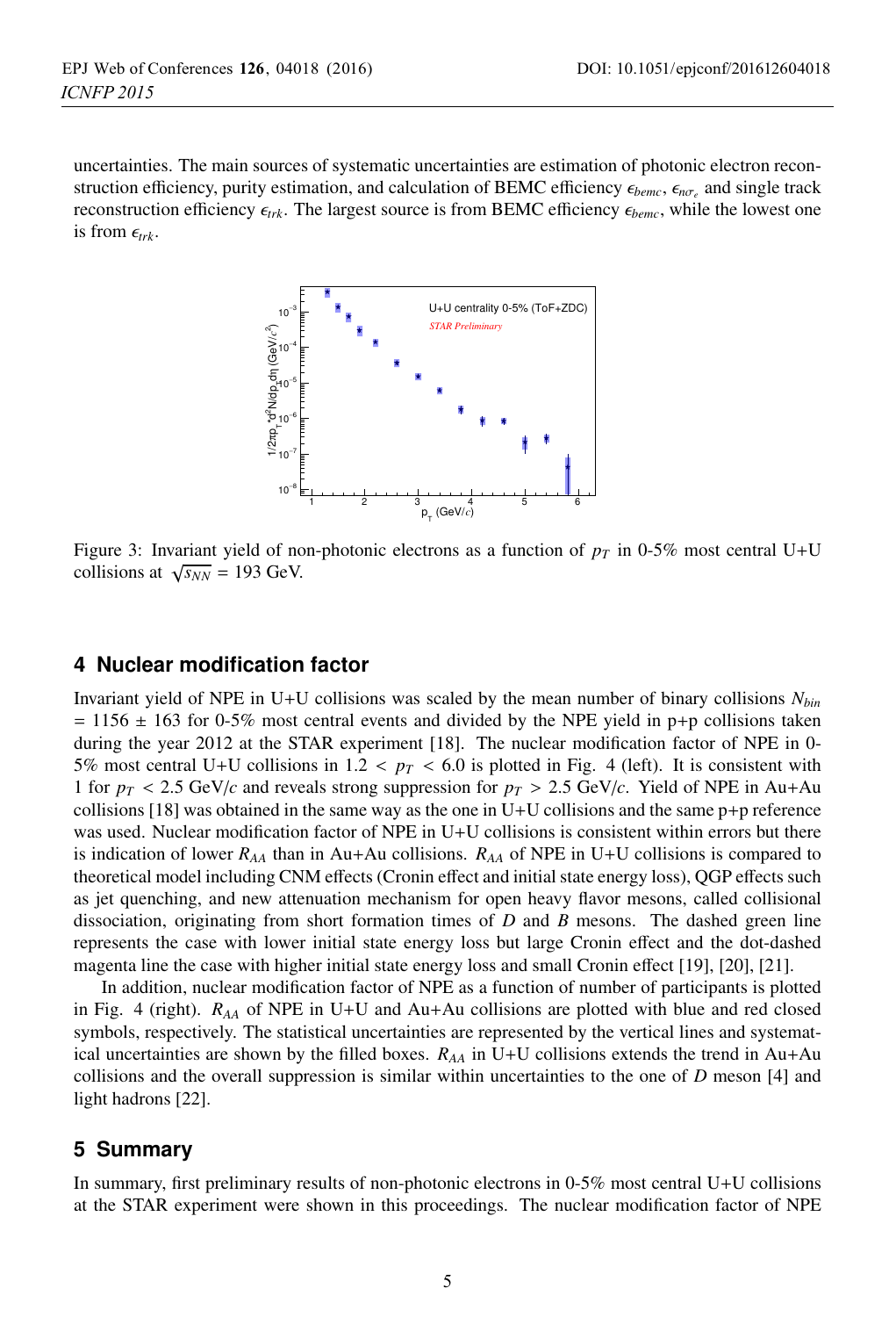uncertainties. The main sources of systematic uncertainties are estimation of photonic electron reconstruction efficiency, purity estimation, and calculation of BEMC efficiency $\epsilon_{bemc}$, $\epsilon_{n\sigma_e}$ and single track reconstruction efficiency $\epsilon_{trk}$. The largest source is from BEMC efficiency $\epsilon_{bemc}$, while the lowest one is from $\epsilon_{trk}$.

Figure 3: Invariant yield of non-photonic electrons as a function of $p_T$ in 0-5% most central U+U collisions at $\sqrt{s_{NN}}$ = 193 GeV.

## 4 Nuclear modification factor

Invariant yield of NPE in U+U collisions was scaled by the mean number of binary collisions $N_{bin}$ = 1156 ± 163 for 0-5% most central events and divided by the NPE yield in p+p collisions taken during the year 2012 at the STAR experiment [18]. The nuclear modification factor of NPE in 0-5% most central U+U collisions in 1.2 < $p_T$ < 6.0 is plotted in Fig. 4 (left). It is consistent with 1 for $p_T$ < 2.5 GeV/$c$ and reveals strong suppression for $p_T$ > 2.5 GeV/$c$. Yield of NPE in Au+Au collisions [18] was obtained in the same way as the one in U+U collisions and the same p+p reference was used. Nuclear modification factor of NPE in U+U collisions is consistent within errors but there is indication of lower $R_{AA}$ than in Au+Au collisions. $R_{AA}$ of NPE in U+U collisions is compared to theoretical model including CNM effects (Cronin effect and initial state energy loss), QGP effects such as jet quenching, and new attenuation mechanism for open heavy flavor mesons, called collisional dissociation, originating from short formation times of $D$ and $B$ mesons. The dashed green line represents the case with lower initial state energy loss but large Cronin effect and the dot-dashed magenta line the case with higher initial state energy loss and small Cronin effect [19], [20], [21].

In addition, nuclear modification factor of NPE as a function of number of participants is plotted in Fig. 4 (right). $R_{AA}$ of NPE in U+U and Au+Au collisions are plotted with blue and red closed symbols, respectively. The statistical uncertainties are represented by the vertical lines and systematical uncertainties are shown by the filled boxes. $R_{AA}$ in U+U collisions extends the trend in Au+Au collisions and the overall suppression is similar within uncertainties to the one of $D$ meson [4] and light hadrons [22].

## 5 Summary

In summary, first preliminary results of non-photonic electrons in 0-5% most central U+U collisions at the STAR experiment were shown in this proceedings. The nuclear modification factor of NPE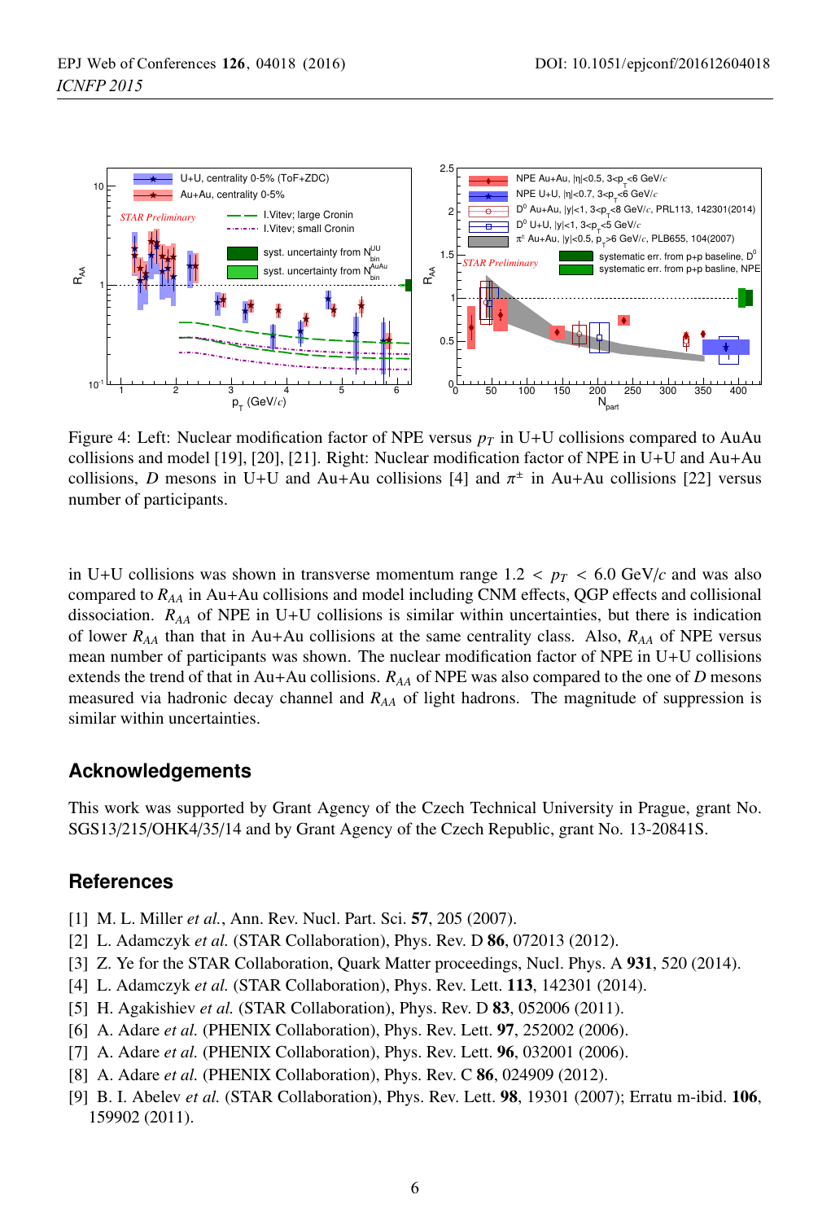Figure 4: Left: Nuclear modification factor of NPE versus $p_T$ in U+U collisions compared to AuAu collisions and model [19], [20], [21]. Right: Nuclear modification factor of NPE in U+U and Au+Au collisions, $D$ mesons in U+U and Au+Au collisions [4] and $\pi^{\pm}$ in Au+Au collisions [22] versus number of participants.

in U+U collisions was shown in transverse momentum range $1.2 < p_T < 6.0$ GeV/$c$ and was also compared to $R_{AA}$ in Au+Au collisions and model including CNM effects, QGP effects and collisional dissociation. $R_{AA}$ of NPE in U+U collisions is similar within uncertainties, but there is indication of lower $R_{AA}$ than that in Au+Au collisions at the same centrality class. Also, $R_{AA}$ of NPE versus mean number of participants was shown. The nuclear modification factor of NPE in U+U collisions extends the trend of that in Au+Au collisions. $R_{AA}$ of NPE was also compared to the one of $D$ mesons measured via hadronic decay channel and $R_{AA}$ of light hadrons. The magnitude of suppression is similar within uncertainties.

## Acknowledgements

This work was supported by Grant Agency of the Czech Technical University in Prague, grant No. SGS13/215/OHK4/35/14 and by Grant Agency of the Czech Republic, grant No. 13-20841S.

## References

[1] M. L. Miller *et al.*, Ann. Rev. Nucl. Part. Sci. **57**, 205 (2007).

[2] L. Adamczyk *et al.* (STAR Collaboration), Phys. Rev. D **86**, 072013 (2012).

[3] Z. Ye for the STAR Collaboration, Quark Matter proceedings, Nucl. Phys. A **931**, 520 (2014).

[4] L. Adamczyk *et al.* (STAR Collaboration), Phys. Rev. Lett. **113**, 142301 (2014).

[5] H. Agakishiev *et al.* (STAR Collaboration), Phys. Rev. D **83**, 052006 (2011).

[6] A. Adare *et al.* (PHENIX Collaboration), Phys. Rev. Lett. **97**, 252002 (2006).

[7] A. Adare *et al.* (PHENIX Collaboration), Phys. Rev. Lett. **96**, 032001 (2006).

[8] A. Adare *et al.* (PHENIX Collaboration), Phys. Rev. C **86**, 024909 (2012).

[9] B. I. Abelev *et al.* (STAR Collaboration), Phys. Rev. Lett. **98**, 19301 (2007); Erratu m-ibid. **106**, 159902 (2011).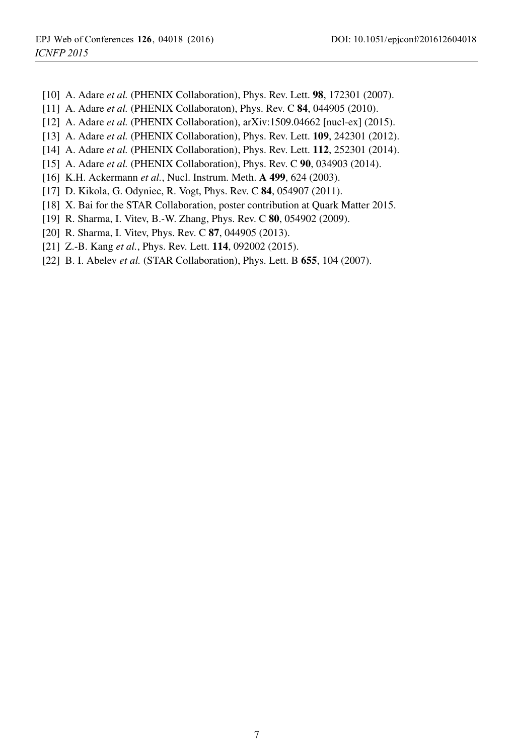[10] A. Adare *et al.* (PHENIX Collaboration), Phys. Rev. Lett. **98**, 172301 (2007).

[11] A. Adare *et al.* (PHENIX Collaboraton), Phys. Rev. C **84**, 044905 (2010).

[12] A. Adare *et al.* (PHENIX Collaboration), arXiv:1509.04662 [nucl-ex] (2015).

[13] A. Adare *et al.* (PHENIX Collaboration), Phys. Rev. Lett. **109**, 242301 (2012).

[14] A. Adare *et al.* (PHENIX Collaboration), Phys. Rev. Lett. **112**, 252301 (2014).

[15] A. Adare *et al.* (PHENIX Collaboration), Phys. Rev. C **90**, 034903 (2014).

[16] K.H. Ackermann *et al.*, Nucl. Instrum. Meth. **A 499**, 624 (2003).

[17] D. Kikola, G. Odyniec, R. Vogt, Phys. Rev. C **84**, 054907 (2011).

[18] X. Bai for the STAR Collaboration, poster contribution at Quark Matter 2015.

[19] R. Sharma, I. Vitev, B.-W. Zhang, Phys. Rev. C **80**, 054902 (2009).

[20] R. Sharma, I. Vitev, Phys. Rev. C **87**, 044905 (2013).

[21] Z.-B. Kang *et al.*, Phys. Rev. Lett. **114**, 092002 (2015).

[22] B. I. Abelev *et al.* (STAR Collaboration), Phys. Lett. B **655**, 104 (2007).